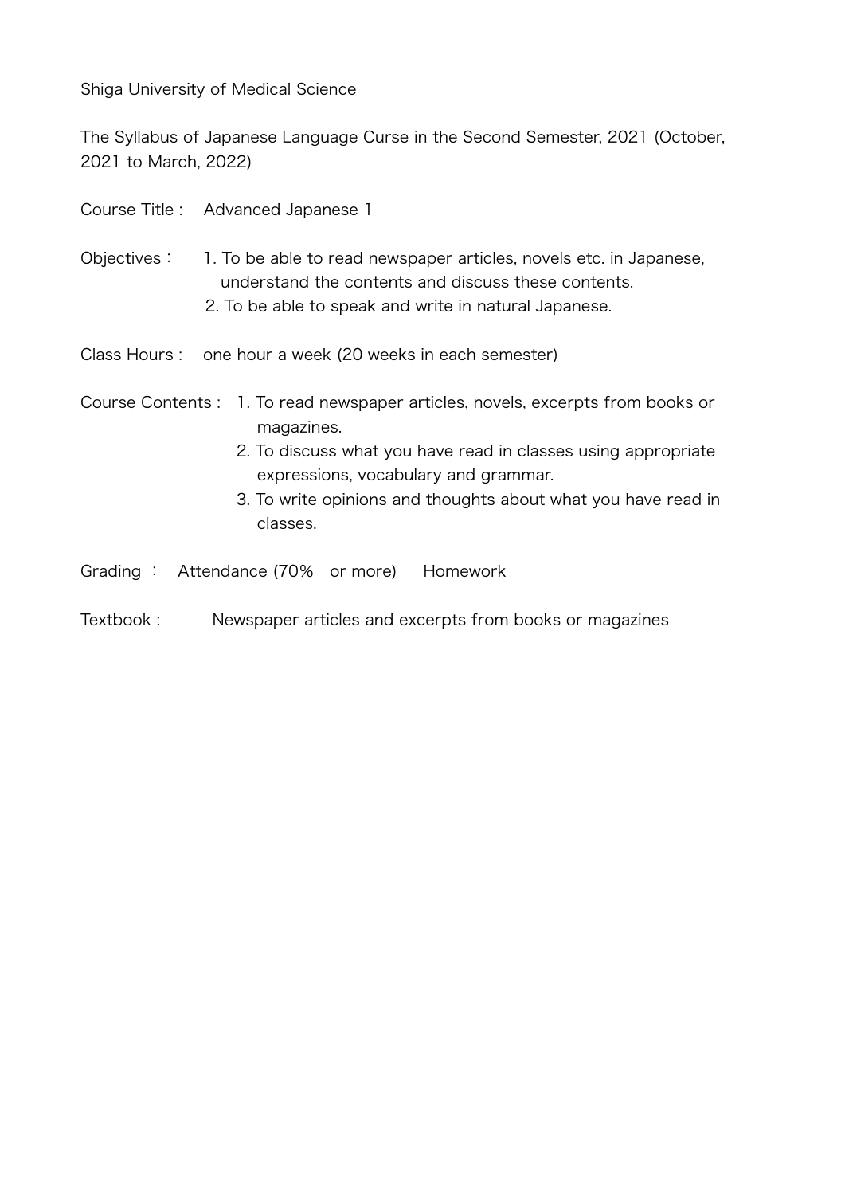Shiga University of Medical Science

The Syllabus of Japanese Language Curse in the Second Semester, 2021 (October, 2021 to March, 2022)

Course Title : Advanced Japanese 1

Objectives：
1. To be able to read newspaper articles, novels etc. in Japanese, understand the contents and discuss these contents.
2. To be able to speak and write in natural Japanese.

Class Hours : one hour a week (20 weeks in each semester)

Course Contents :
1. To read newspaper articles, novels, excerpts from books or magazines.
2. To discuss what you have read in classes using appropriate expressions, vocabulary and grammar.
3. To write opinions and thoughts about what you have read in classes.

Grading ： Attendance (70% or more) Homework

Textbook : Newspaper articles and excerpts from books or magazines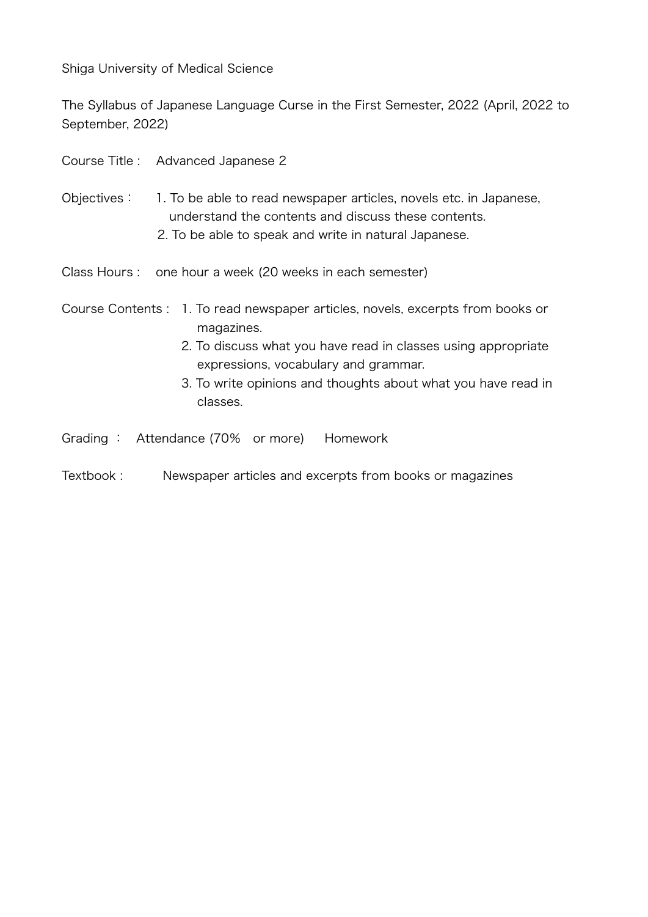Shiga University of Medical Science

The Syllabus of Japanese Language Curse in the First Semester, 2022 (April, 2022 to September, 2022)

Course Title : Advanced Japanese 2

Objectives： 1. To be able to read newspaper articles, novels etc. in Japanese, understand the contents and discuss these contents.
2. To be able to speak and write in natural Japanese.

Class Hours : one hour a week (20 weeks in each semester)

Course Contents : 1. To read newspaper articles, novels, excerpts from books or magazines.
2. To discuss what you have read in classes using appropriate expressions, vocabulary and grammar.
3. To write opinions and thoughts about what you have read in classes.

Grading ： Attendance (70% or more) Homework

Textbook : Newspaper articles and excerpts from books or magazines